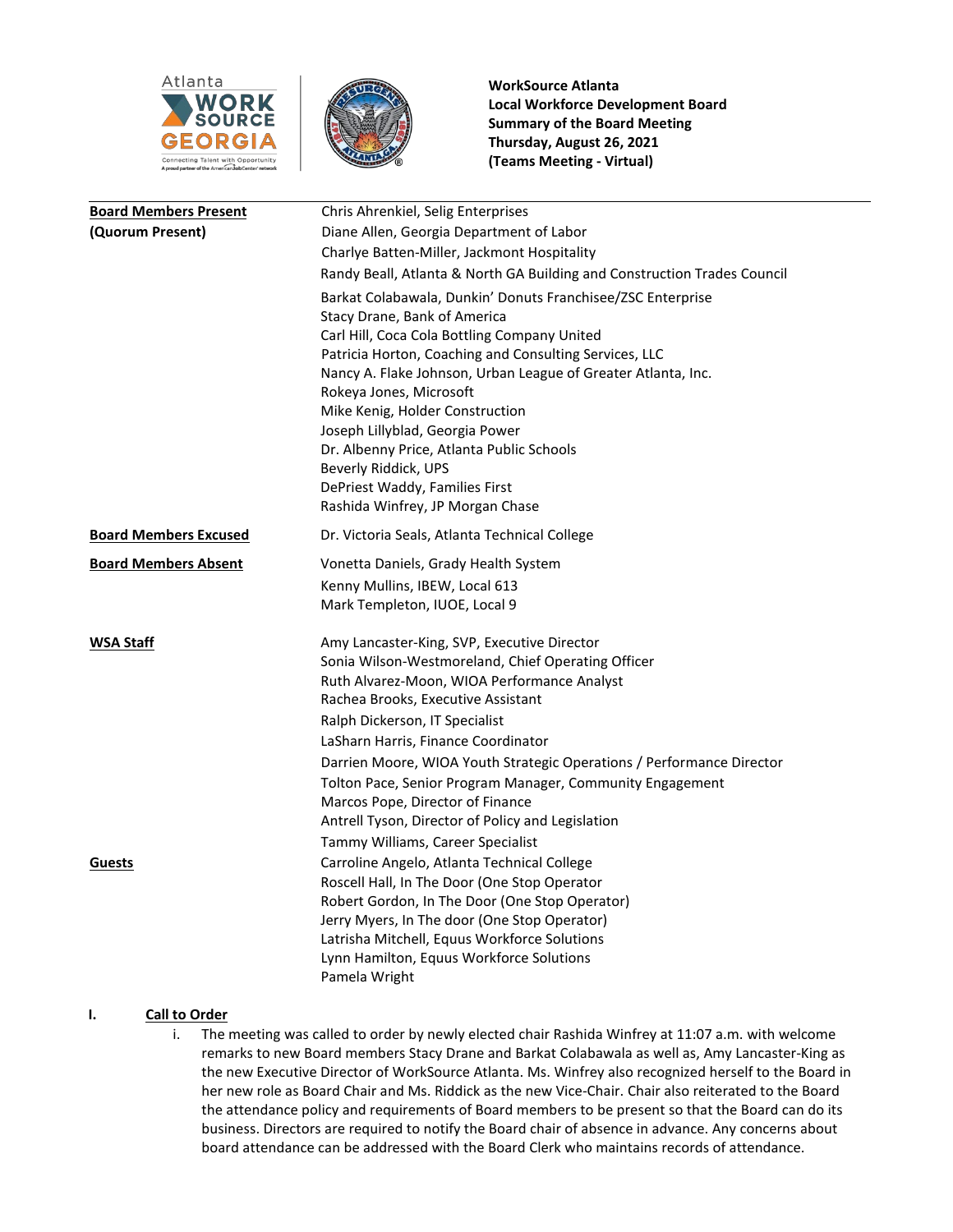**WorkSource Atlanta**
**Local Workforce Development Board**
**Summary of the Board Meeting**
**Thursday, August 26, 2021**
**(Teams Meeting - Virtual)**

| | |
|---|---|
| **Board Members Present** **(Quorum Present)** | Chris Ahrenkiel, Selig Enterprises<br>Diane Allen, Georgia Department of Labor<br>Charlye Batten-Miller, Jackmont Hospitality<br>Randy Beall, Atlanta & North GA Building and Construction Trades Council<br>Barkat Colabawala, Dunkin' Donuts Franchisee/ZSC Enterprise<br>Stacy Drane, Bank of America<br>Carl Hill, Coca Cola Bottling Company United<br>Patricia Horton, Coaching and Consulting Services, LLC<br>Nancy A. Flake Johnson, Urban League of Greater Atlanta, Inc.<br>Rokeya Jones, Microsoft<br>Mike Kenig, Holder Construction<br>Joseph Lillyblad, Georgia Power<br>Dr. Albenny Price, Atlanta Public Schools<br>Beverly Riddick, UPS<br>DePriest Waddy, Families First<br>Rashida Winfrey, JP Morgan Chase |
| **Board Members Excused** | Dr. Victoria Seals, Atlanta Technical College |
| **Board Members Absent** | Vonetta Daniels, Grady Health System<br>Kenny Mullins, IBEW, Local 613<br>Mark Templeton, IUOE, Local 9 |
| **WSA Staff** | Amy Lancaster-King, SVP, Executive Director<br>Sonia Wilson-Westmoreland, Chief Operating Officer<br>Ruth Alvarez-Moon, WIOA Performance Analyst<br>Rachea Brooks, Executive Assistant<br>Ralph Dickerson, IT Specialist<br>LaSharn Harris, Finance Coordinator<br>Darrien Moore, WIOA Youth Strategic Operations / Performance Director<br>Tolton Pace, Senior Program Manager, Community Engagement<br>Marcos Pope, Director of Finance<br>Antrell Tyson, Director of Policy and Legislation<br>Tammy Williams, Career Specialist |
| **Guests** | Carroline Angelo, Atlanta Technical College<br>Roscell Hall, In The Door (One Stop Operator<br>Robert Gordon, In The Door (One Stop Operator)<br>Jerry Myers, In The door (One Stop Operator)<br>Latrisha Mitchell, Equus Workforce Solutions<br>Lynn Hamilton, Equus Workforce Solutions<br>Pamela Wright |

## I. Call to Order

i. The meeting was called to order by newly elected chair Rashida Winfrey at 11:07 a.m. with welcome remarks to new Board members Stacy Drane and Barkat Colabawala as well as, Amy Lancaster-King as the new Executive Director of WorkSource Atlanta. Ms. Winfrey also recognized herself to the Board in her new role as Board Chair and Ms. Riddick as the new Vice-Chair. Chair also reiterated to the Board the attendance policy and requirements of Board members to be present so that the Board can do its business. Directors are required to notify the Board chair of absence in advance. Any concerns about board attendance can be addressed with the Board Clerk who maintains records of attendance.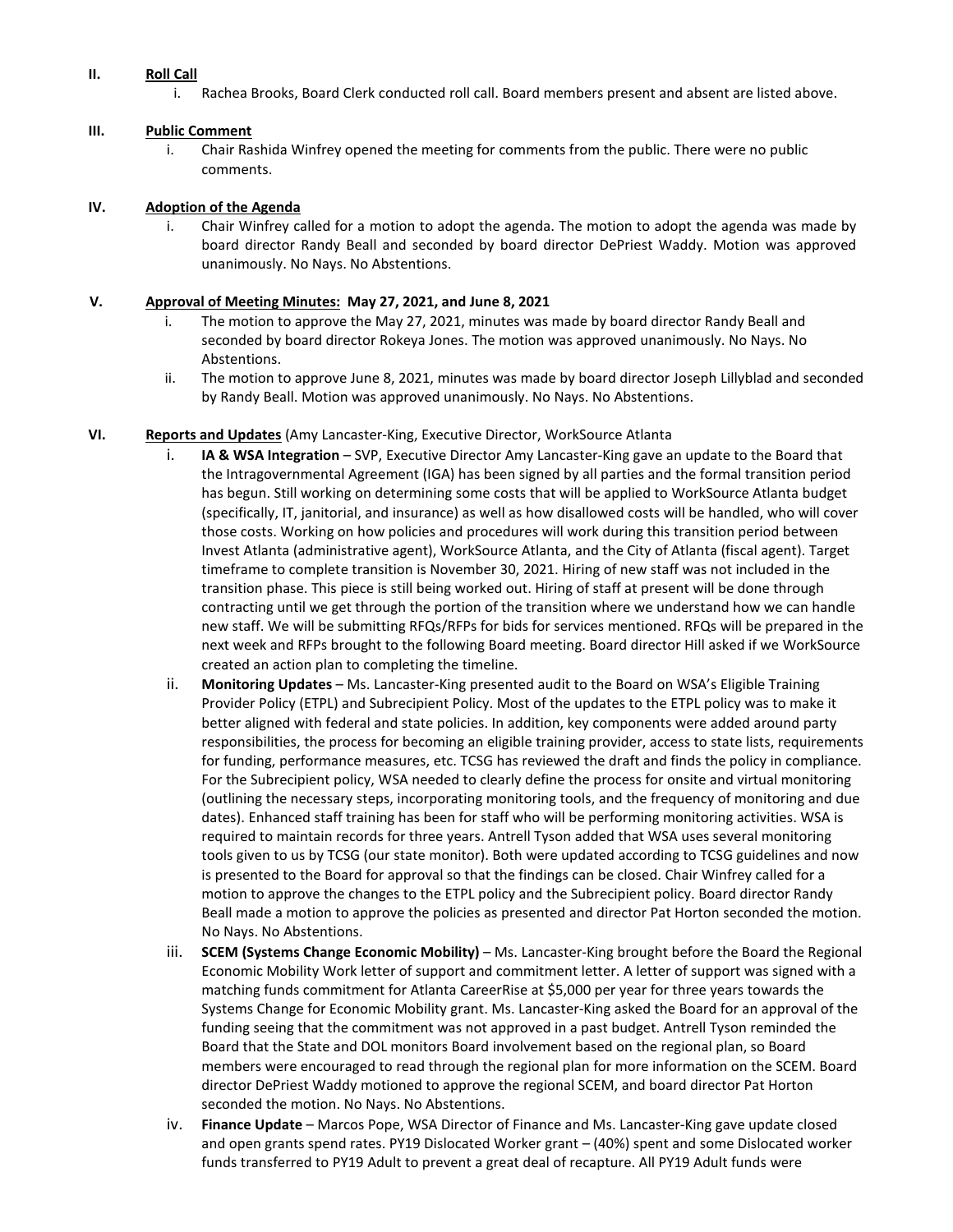**II. Roll Call**

i. Rachea Brooks, Board Clerk conducted roll call. Board members present and absent are listed above.

**III. Public Comment**

i. Chair Rashida Winfrey opened the meeting for comments from the public. There were no public comments.

**IV. Adoption of the Agenda**

i. Chair Winfrey called for a motion to adopt the agenda. The motion to adopt the agenda was made by board director Randy Beall and seconded by board director DePriest Waddy. Motion was approved unanimously. No Nays. No Abstentions.

**V. Approval of Meeting Minutes: May 27, 2021, and June 8, 2021**

i. The motion to approve the May 27, 2021, minutes was made by board director Randy Beall and seconded by board director Rokeya Jones. The motion was approved unanimously. No Nays. No Abstentions.

ii. The motion to approve June 8, 2021, minutes was made by board director Joseph Lillyblad and seconded by Randy Beall. Motion was approved unanimously. No Nays. No Abstentions.

**VI. Reports and Updates** (Amy Lancaster-King, Executive Director, WorkSource Atlanta

i. **IA & WSA Integration** – SVP, Executive Director Amy Lancaster-King gave an update to the Board that the Intragovernmental Agreement (IGA) has been signed by all parties and the formal transition period has begun. Still working on determining some costs that will be applied to WorkSource Atlanta budget (specifically, IT, janitorial, and insurance) as well as how disallowed costs will be handled, who will cover those costs. Working on how policies and procedures will work during this transition period between Invest Atlanta (administrative agent), WorkSource Atlanta, and the City of Atlanta (fiscal agent). Target timeframe to complete transition is November 30, 2021. Hiring of new staff was not included in the transition phase. This piece is still being worked out. Hiring of staff at present will be done through contracting until we get through the portion of the transition where we understand how we can handle new staff. We will be submitting RFQs/RFPs for bids for services mentioned. RFQs will be prepared in the next week and RFPs brought to the following Board meeting. Board director Hill asked if we WorkSource created an action plan to completing the timeline.

ii. **Monitoring Updates** – Ms. Lancaster-King presented audit to the Board on WSA's Eligible Training Provider Policy (ETPL) and Subrecipient Policy. Most of the updates to the ETPL policy was to make it better aligned with federal and state policies. In addition, key components were added around party responsibilities, the process for becoming an eligible training provider, access to state lists, requirements for funding, performance measures, etc. TCSG has reviewed the draft and finds the policy in compliance. For the Subrecipient policy, WSA needed to clearly define the process for onsite and virtual monitoring (outlining the necessary steps, incorporating monitoring tools, and the frequency of monitoring and due dates). Enhanced staff training has been for staff who will be performing monitoring activities. WSA is required to maintain records for three years. Antrell Tyson added that WSA uses several monitoring tools given to us by TCSG (our state monitor). Both were updated according to TCSG guidelines and now is presented to the Board for approval so that the findings can be closed. Chair Winfrey called for a motion to approve the changes to the ETPL policy and the Subrecipient policy. Board director Randy Beall made a motion to approve the policies as presented and director Pat Horton seconded the motion. No Nays. No Abstentions.

iii. **SCEM (Systems Change Economic Mobility)** – Ms. Lancaster-King brought before the Board the Regional Economic Mobility Work letter of support and commitment letter. A letter of support was signed with a matching funds commitment for Atlanta CareerRise at $5,000 per year for three years towards the Systems Change for Economic Mobility grant. Ms. Lancaster-King asked the Board for an approval of the funding seeing that the commitment was not approved in a past budget. Antrell Tyson reminded the Board that the State and DOL monitors Board involvement based on the regional plan, so Board members were encouraged to read through the regional plan for more information on the SCEM. Board director DePriest Waddy motioned to approve the regional SCEM, and board director Pat Horton seconded the motion. No Nays. No Abstentions.

iv. **Finance Update** – Marcos Pope, WSA Director of Finance and Ms. Lancaster-King gave update closed and open grants spend rates. PY19 Dislocated Worker grant – (40%) spent and some Dislocated worker funds transferred to PY19 Adult to prevent a great deal of recapture. All PY19 Adult funds were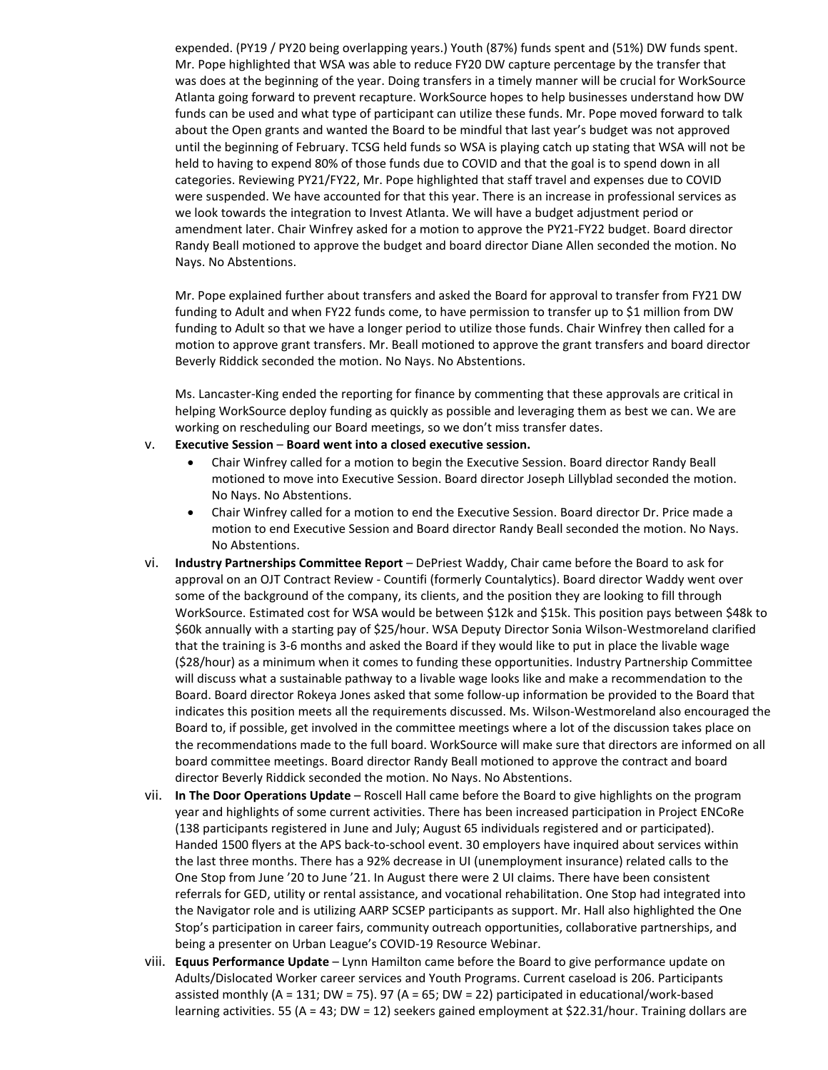expended. (PY19 / PY20 being overlapping years.) Youth (87%) funds spent and (51%) DW funds spent. Mr. Pope highlighted that WSA was able to reduce FY20 DW capture percentage by the transfer that was does at the beginning of the year. Doing transfers in a timely manner will be crucial for WorkSource Atlanta going forward to prevent recapture. WorkSource hopes to help businesses understand how DW funds can be used and what type of participant can utilize these funds. Mr. Pope moved forward to talk about the Open grants and wanted the Board to be mindful that last year's budget was not approved until the beginning of February. TCSG held funds so WSA is playing catch up stating that WSA will not be held to having to expend 80% of those funds due to COVID and that the goal is to spend down in all categories. Reviewing PY21/FY22, Mr. Pope highlighted that staff travel and expenses due to COVID were suspended. We have accounted for that this year. There is an increase in professional services as we look towards the integration to Invest Atlanta. We will have a budget adjustment period or amendment later. Chair Winfrey asked for a motion to approve the PY21-FY22 budget. Board director Randy Beall motioned to approve the budget and board director Diane Allen seconded the motion. No Nays. No Abstentions.

Mr. Pope explained further about transfers and asked the Board for approval to transfer from FY21 DW funding to Adult and when FY22 funds come, to have permission to transfer up to $1 million from DW funding to Adult so that we have a longer period to utilize those funds. Chair Winfrey then called for a motion to approve grant transfers. Mr. Beall motioned to approve the grant transfers and board director Beverly Riddick seconded the motion. No Nays. No Abstentions.

Ms. Lancaster-King ended the reporting for finance by commenting that these approvals are critical in helping WorkSource deploy funding as quickly as possible and leveraging them as best we can. We are working on rescheduling our Board meetings, so we don't miss transfer dates.

v. **Executive Session** – **Board went into a closed executive session.**
   - Chair Winfrey called for a motion to begin the Executive Session. Board director Randy Beall motioned to move into Executive Session. Board director Joseph Lillyblad seconded the motion. No Nays. No Abstentions.
   - Chair Winfrey called for a motion to end the Executive Session. Board director Dr. Price made a motion to end Executive Session and Board director Randy Beall seconded the motion. No Nays. No Abstentions.

vi. **Industry Partnerships Committee Report** – DePriest Waddy, Chair came before the Board to ask for approval on an OJT Contract Review - Countifi (formerly Countalytics). Board director Waddy went over some of the background of the company, its clients, and the position they are looking to fill through WorkSource. Estimated cost for WSA would be between $12k and $15k. This position pays between $48k to $60k annually with a starting pay of $25/hour. WSA Deputy Director Sonia Wilson-Westmoreland clarified that the training is 3-6 months and asked the Board if they would like to put in place the livable wage ($28/hour) as a minimum when it comes to funding these opportunities. Industry Partnership Committee will discuss what a sustainable pathway to a livable wage looks like and make a recommendation to the Board. Board director Rokeya Jones asked that some follow-up information be provided to the Board that indicates this position meets all the requirements discussed. Ms. Wilson-Westmoreland also encouraged the Board to, if possible, get involved in the committee meetings where a lot of the discussion takes place on the recommendations made to the full board. WorkSource will make sure that directors are informed on all board committee meetings. Board director Randy Beall motioned to approve the contract and board director Beverly Riddick seconded the motion. No Nays. No Abstentions.

vii. **In The Door Operations Update** – Roscell Hall came before the Board to give highlights on the program year and highlights of some current activities. There has been increased participation in Project ENCoRe (138 participants registered in June and July; August 65 individuals registered and or participated). Handed 1500 flyers at the APS back-to-school event. 30 employers have inquired about services within the last three months. There has a 92% decrease in UI (unemployment insurance) related calls to the One Stop from June '20 to June '21. In August there were 2 UI claims. There have been consistent referrals for GED, utility or rental assistance, and vocational rehabilitation. One Stop had integrated into the Navigator role and is utilizing AARP SCSEP participants as support. Mr. Hall also highlighted the One Stop's participation in career fairs, community outreach opportunities, collaborative partnerships, and being a presenter on Urban League's COVID-19 Resource Webinar.

viii. **Equus Performance Update** – Lynn Hamilton came before the Board to give performance update on Adults/Dislocated Worker career services and Youth Programs. Current caseload is 206. Participants assisted monthly (A = 131; DW = 75). 97 (A = 65; DW = 22) participated in educational/work-based learning activities. 55 (A = 43; DW = 12) seekers gained employment at $22.31/hour. Training dollars are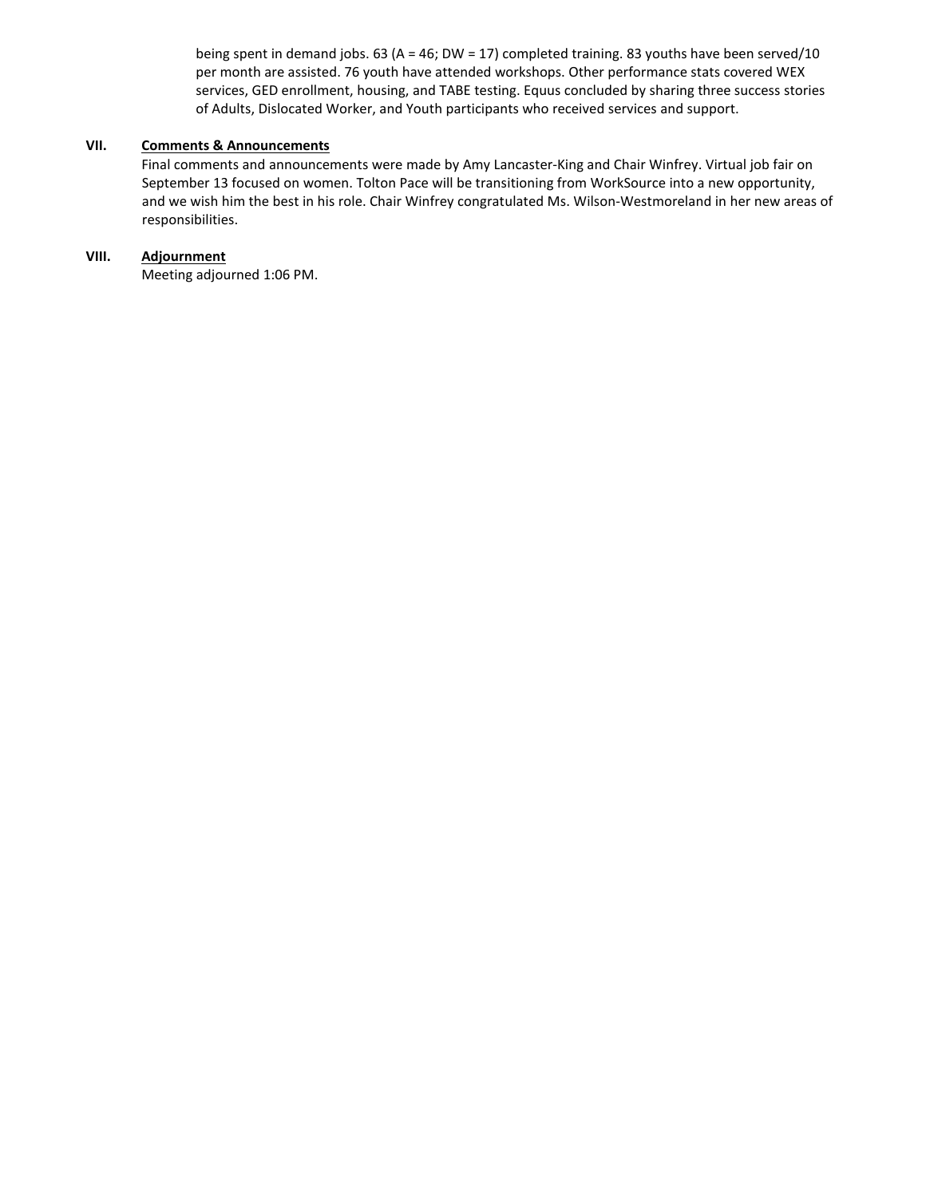being spent in demand jobs. 63 (A = 46; DW = 17) completed training. 83 youths have been served/10 per month are assisted. 76 youth have attended workshops. Other performance stats covered WEX services, GED enrollment, housing, and TABE testing. Equus concluded by sharing three success stories of Adults, Dislocated Worker, and Youth participants who received services and support.

## VII. <u>Comments & Announcements</u>

Final comments and announcements were made by Amy Lancaster-King and Chair Winfrey. Virtual job fair on September 13 focused on women. Tolton Pace will be transitioning from WorkSource into a new opportunity, and we wish him the best in his role. Chair Winfrey congratulated Ms. Wilson-Westmoreland in her new areas of responsibilities.

## VIII. <u>Adjournment</u>

Meeting adjourned 1:06 PM.